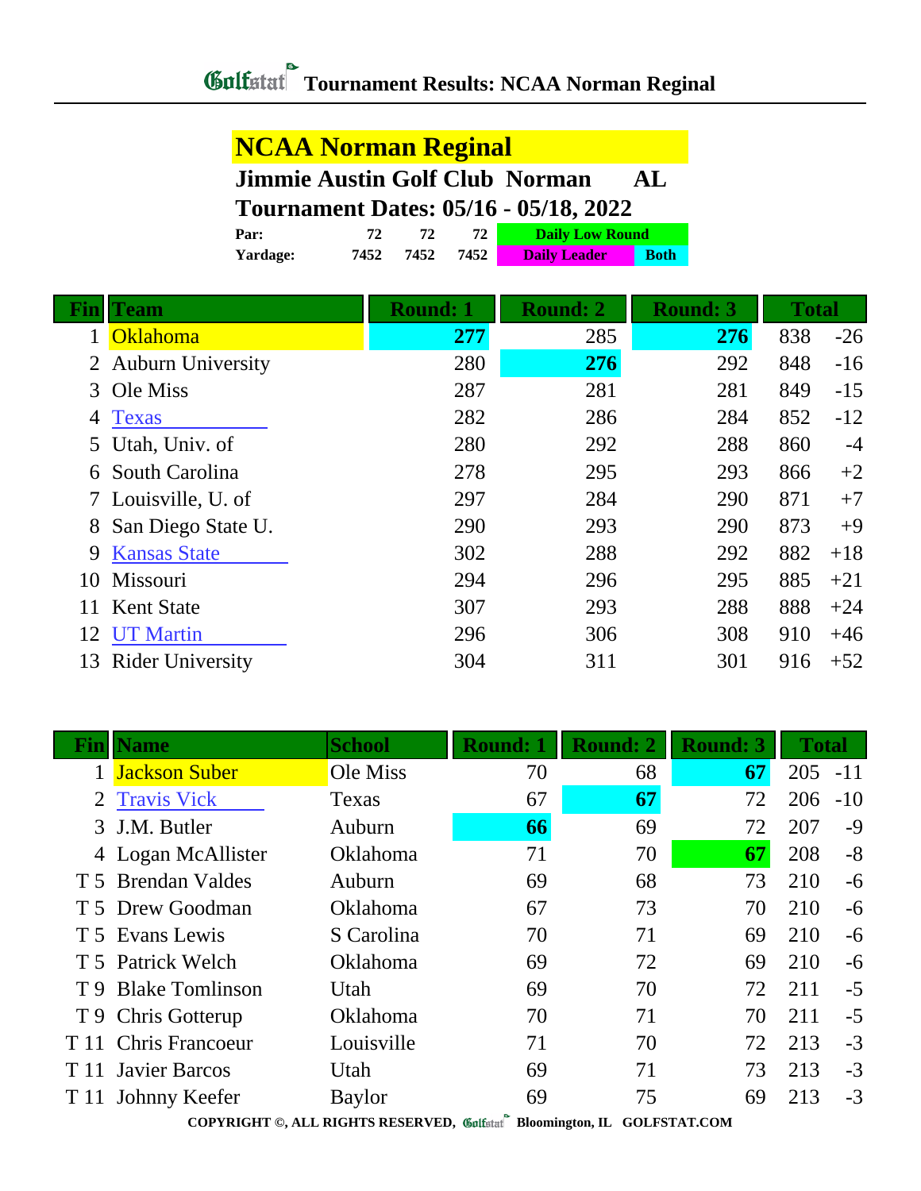# Golfstat Tournament Results: NCAA Norman Reginal

## NCAA Norman Reginal

**Jimmie Austin Golf Club Norman AL**

**Tournament Dates: 05/16 - 05/18, 2022**

| | | | | |
|---|---|---|---|---|
| **Par:** | 72 | 72 | 72 | Daily Low Round |
| **Yardage:** | 7452 | 7452 | 7452 | Daily Leader / Both |

| Fin | Team | Round: 1 | Round: 2 | Round: 3 | Total | |
|---|---|---|---|---|---|---|
| 1 | Oklahoma | **277** | 285 | **276** | 838 | -26 |
| 2 | Auburn University | 280 | **276** | 292 | 848 | -16 |
| 3 | Ole Miss | 287 | 281 | 281 | 849 | -15 |
| 4 | Texas | 282 | 286 | 284 | 852 | -12 |
| 5 | Utah, Univ. of | 280 | 292 | 288 | 860 | -4 |
| 6 | South Carolina | 278 | 295 | 293 | 866 | +2 |
| 7 | Louisville, U. of | 297 | 284 | 290 | 871 | +7 |
| 8 | San Diego State U. | 290 | 293 | 290 | 873 | +9 |
| 9 | Kansas State | 302 | 288 | 292 | 882 | +18 |
| 10 | Missouri | 294 | 296 | 295 | 885 | +21 |
| 11 | Kent State | 307 | 293 | 288 | 888 | +24 |
| 12 | UT Martin | 296 | 306 | 308 | 910 | +46 |
| 13 | Rider University | 304 | 311 | 301 | 916 | +52 |

| Fin | Name | School | Round: 1 | Round: 2 | Round: 3 | Total | |
|---|---|---|---|---|---|---|---|
| 1 | Jackson Suber | Ole Miss | 70 | 68 | **67** | 205 | -11 |
| 2 | Travis Vick | Texas | 67 | **67** | 72 | 206 | -10 |
| 3 | J.M. Butler | Auburn | **66** | 69 | 72 | 207 | -9 |
| 4 | Logan McAllister | Oklahoma | 71 | 70 | **67** | 208 | -8 |
| T 5 | Brendan Valdes | Auburn | 69 | 68 | 73 | 210 | -6 |
| T 5 | Drew Goodman | Oklahoma | 67 | 73 | 70 | 210 | -6 |
| T 5 | Evans Lewis | S Carolina | 70 | 71 | 69 | 210 | -6 |
| T 5 | Patrick Welch | Oklahoma | 69 | 72 | 69 | 210 | -6 |
| T 9 | Blake Tomlinson | Utah | 69 | 70 | 72 | 211 | -5 |
| T 9 | Chris Gotterup | Oklahoma | 70 | 71 | 70 | 211 | -5 |
| T 11 | Chris Francoeur | Louisville | 71 | 70 | 72 | 213 | -3 |
| T 11 | Javier Barcos | Utah | 69 | 71 | 73 | 213 | -3 |
| T 11 | Johnny Keefer | Baylor | 69 | 75 | 69 | 213 | -3 |

COPYRIGHT ©, ALL RIGHTS RESERVED, Golfstat Bloomington, IL GOLFSTAT.COM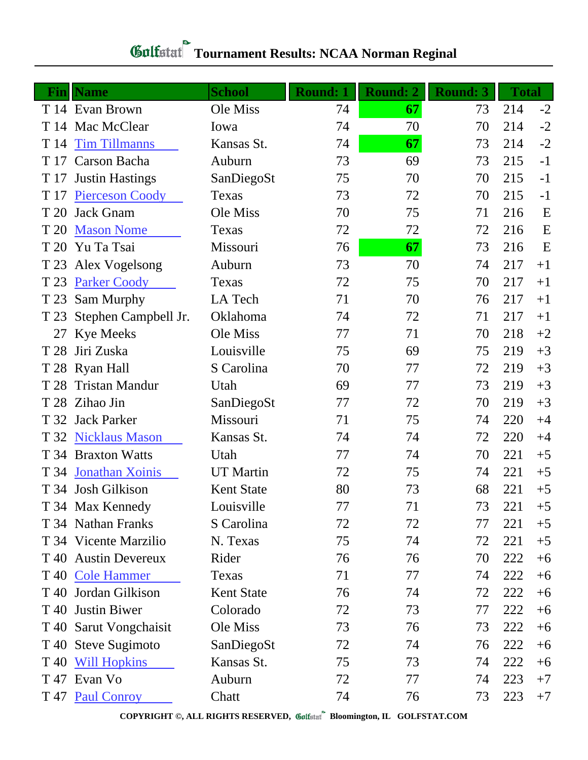# Tournament Results: NCAA Norman Reginal

| Fin | Name | School | Round: 1 | Round: 2 | Round: 3 | Total | |
|---|---|---|---|---|---|---|---|
| T 14 | Evan Brown | Ole Miss | 74 | **67** | 73 | 214 | -2 |
| T 14 | Mac McClear | Iowa | 74 | 70 | 70 | 214 | -2 |
| T 14 | Tim Tillmanns | Kansas St. | 74 | **67** | 73 | 214 | -2 |
| T 17 | Carson Bacha | Auburn | 73 | 69 | 73 | 215 | -1 |
| T 17 | Justin Hastings | SanDiegoSt | 75 | 70 | 70 | 215 | -1 |
| T 17 | Pierceson Coody | Texas | 73 | 72 | 70 | 215 | -1 |
| T 20 | Jack Gnam | Ole Miss | 70 | 75 | 71 | 216 | E |
| T 20 | Mason Nome | Texas | 72 | 72 | 72 | 216 | E |
| T 20 | Yu Ta Tsai | Missouri | 76 | **67** | 73 | 216 | E |
| T 23 | Alex Vogelsong | Auburn | 73 | 70 | 74 | 217 | +1 |
| T 23 | Parker Coody | Texas | 72 | 75 | 70 | 217 | +1 |
| T 23 | Sam Murphy | LA Tech | 71 | 70 | 76 | 217 | +1 |
| T 23 | Stephen Campbell Jr. | Oklahoma | 74 | 72 | 71 | 217 | +1 |
| 27 | Kye Meeks | Ole Miss | 77 | 71 | 70 | 218 | +2 |
| T 28 | Jiri Zuska | Louisville | 75 | 69 | 75 | 219 | +3 |
| T 28 | Ryan Hall | S Carolina | 70 | 77 | 72 | 219 | +3 |
| T 28 | Tristan Mandur | Utah | 69 | 77 | 73 | 219 | +3 |
| T 28 | Zihao Jin | SanDiegoSt | 77 | 72 | 70 | 219 | +3 |
| T 32 | Jack Parker | Missouri | 71 | 75 | 74 | 220 | +4 |
| T 32 | Nicklaus Mason | Kansas St. | 74 | 74 | 72 | 220 | +4 |
| T 34 | Braxton Watts | Utah | 77 | 74 | 70 | 221 | +5 |
| T 34 | Jonathan Xoinis | UT Martin | 72 | 75 | 74 | 221 | +5 |
| T 34 | Josh Gilkison | Kent State | 80 | 73 | 68 | 221 | +5 |
| T 34 | Max Kennedy | Louisville | 77 | 71 | 73 | 221 | +5 |
| T 34 | Nathan Franks | S Carolina | 72 | 72 | 77 | 221 | +5 |
| T 34 | Vicente Marzilio | N. Texas | 75 | 74 | 72 | 221 | +5 |
| T 40 | Austin Devereux | Rider | 76 | 76 | 70 | 222 | +6 |
| T 40 | Cole Hammer | Texas | 71 | 77 | 74 | 222 | +6 |
| T 40 | Jordan Gilkison | Kent State | 76 | 74 | 72 | 222 | +6 |
| T 40 | Justin Biwer | Colorado | 72 | 73 | 77 | 222 | +6 |
| T 40 | Sarut Vongchaisit | Ole Miss | 73 | 76 | 73 | 222 | +6 |
| T 40 | Steve Sugimoto | SanDiegoSt | 72 | 74 | 76 | 222 | +6 |
| T 40 | Will Hopkins | Kansas St. | 75 | 73 | 74 | 222 | +6 |
| T 47 | Evan Vo | Auburn | 72 | 77 | 74 | 223 | +7 |
| T 47 | Paul Conroy | Chatt | 74 | 76 | 73 | 223 | +7 |

COPYRIGHT ©, ALL RIGHTS RESERVED, Golfstat Bloomington, IL GOLFSTAT.COM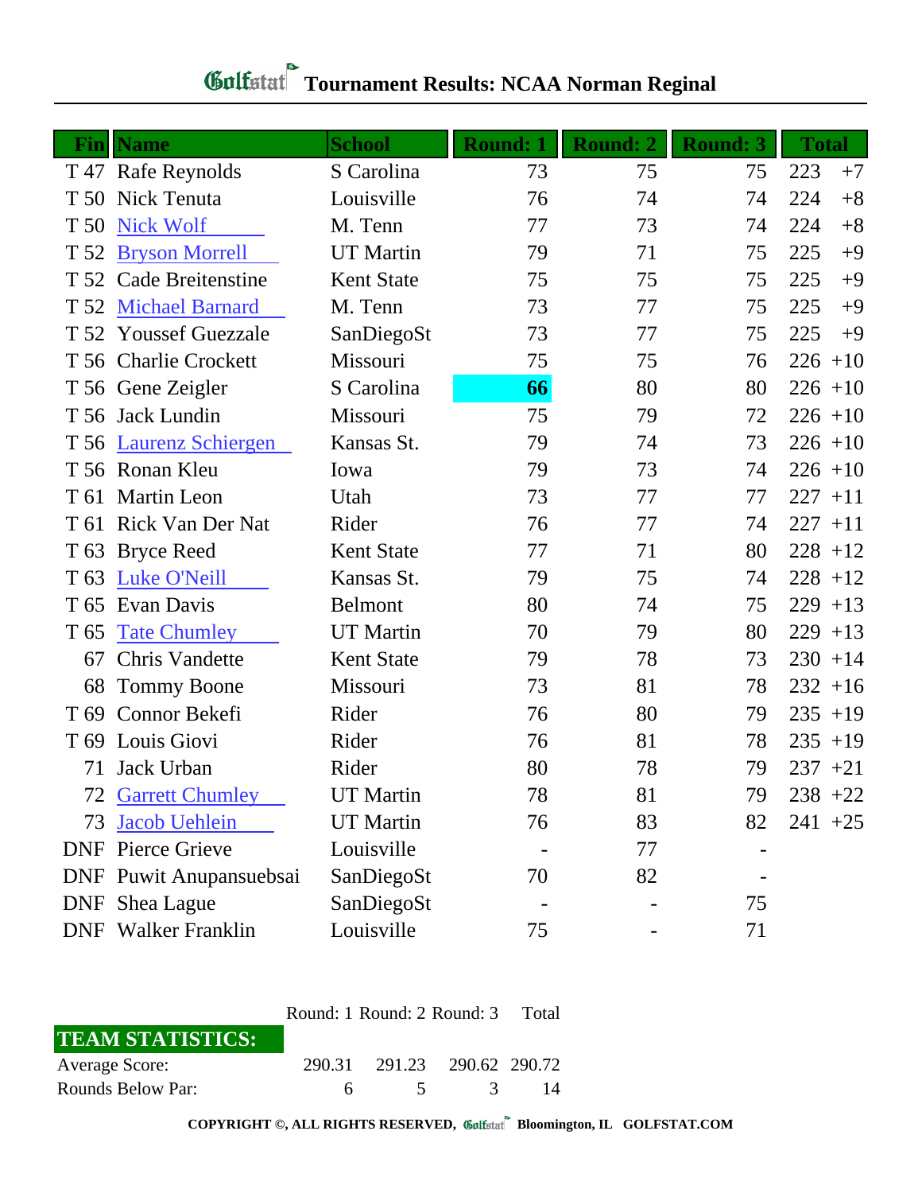# Tournament Results: NCAA Norman Reginal

| Fin | Name | School | Round: 1 | Round: 2 | Round: 3 | Total | |
|---|---|---|---|---|---|---|---|
| T 47 | Rafe Reynolds | S Carolina | 73 | 75 | 75 | 223 | +7 |
| T 50 | Nick Tenuta | Louisville | 76 | 74 | 74 | 224 | +8 |
| T 50 | Nick Wolf | M. Tenn | 77 | 73 | 74 | 224 | +8 |
| T 52 | Bryson Morrell | UT Martin | 79 | 71 | 75 | 225 | +9 |
| T 52 | Cade Breitenstine | Kent State | 75 | 75 | 75 | 225 | +9 |
| T 52 | Michael Barnard | M. Tenn | 73 | 77 | 75 | 225 | +9 |
| T 52 | Youssef Guezzale | SanDiegoSt | 73 | 77 | 75 | 225 | +9 |
| T 56 | Charlie Crockett | Missouri | 75 | 75 | 76 | 226 | +10 |
| T 56 | Gene Zeigler | S Carolina | **66** | 80 | 80 | 226 | +10 |
| T 56 | Jack Lundin | Missouri | 75 | 79 | 72 | 226 | +10 |
| T 56 | Laurenz Schiergen | Kansas St. | 79 | 74 | 73 | 226 | +10 |
| T 56 | Ronan Kleu | Iowa | 79 | 73 | 74 | 226 | +10 |
| T 61 | Martin Leon | Utah | 73 | 77 | 77 | 227 | +11 |
| T 61 | Rick Van Der Nat | Rider | 76 | 77 | 74 | 227 | +11 |
| T 63 | Bryce Reed | Kent State | 77 | 71 | 80 | 228 | +12 |
| T 63 | Luke O'Neill | Kansas St. | 79 | 75 | 74 | 228 | +12 |
| T 65 | Evan Davis | Belmont | 80 | 74 | 75 | 229 | +13 |
| T 65 | Tate Chumley | UT Martin | 70 | 79 | 80 | 229 | +13 |
| 67 | Chris Vandette | Kent State | 79 | 78 | 73 | 230 | +14 |
| 68 | Tommy Boone | Missouri | 73 | 81 | 78 | 232 | +16 |
| T 69 | Connor Bekefi | Rider | 76 | 80 | 79 | 235 | +19 |
| T 69 | Louis Giovi | Rider | 76 | 81 | 78 | 235 | +19 |
| 71 | Jack Urban | Rider | 80 | 78 | 79 | 237 | +21 |
| 72 | Garrett Chumley | UT Martin | 78 | 81 | 79 | 238 | +22 |
| 73 | Jacob Uehlein | UT Martin | 76 | 83 | 82 | 241 | +25 |
| DNF | Pierce Grieve | Louisville | - | 77 | - | | |
| DNF | Puwit Anupansuebsai | SanDiegoSt | 70 | 82 | - | | |
| DNF | Shea Lague | SanDiegoSt | - | - | 75 | | |
| DNF | Walker Franklin | Louisville | 75 | - | 71 | | |

| TEAM STATISTICS: | Round: 1 | Round: 2 | Round: 3 | Total |
|---|---|---|---|---|
| Average Score: | 290.31 | 291.23 | 290.62 | 290.72 |
| Rounds Below Par: | 6 | 5 | 3 | 14 |

COPYRIGHT ©, ALL RIGHTS RESERVED, Golfstat Bloomington, IL GOLFSTAT.COM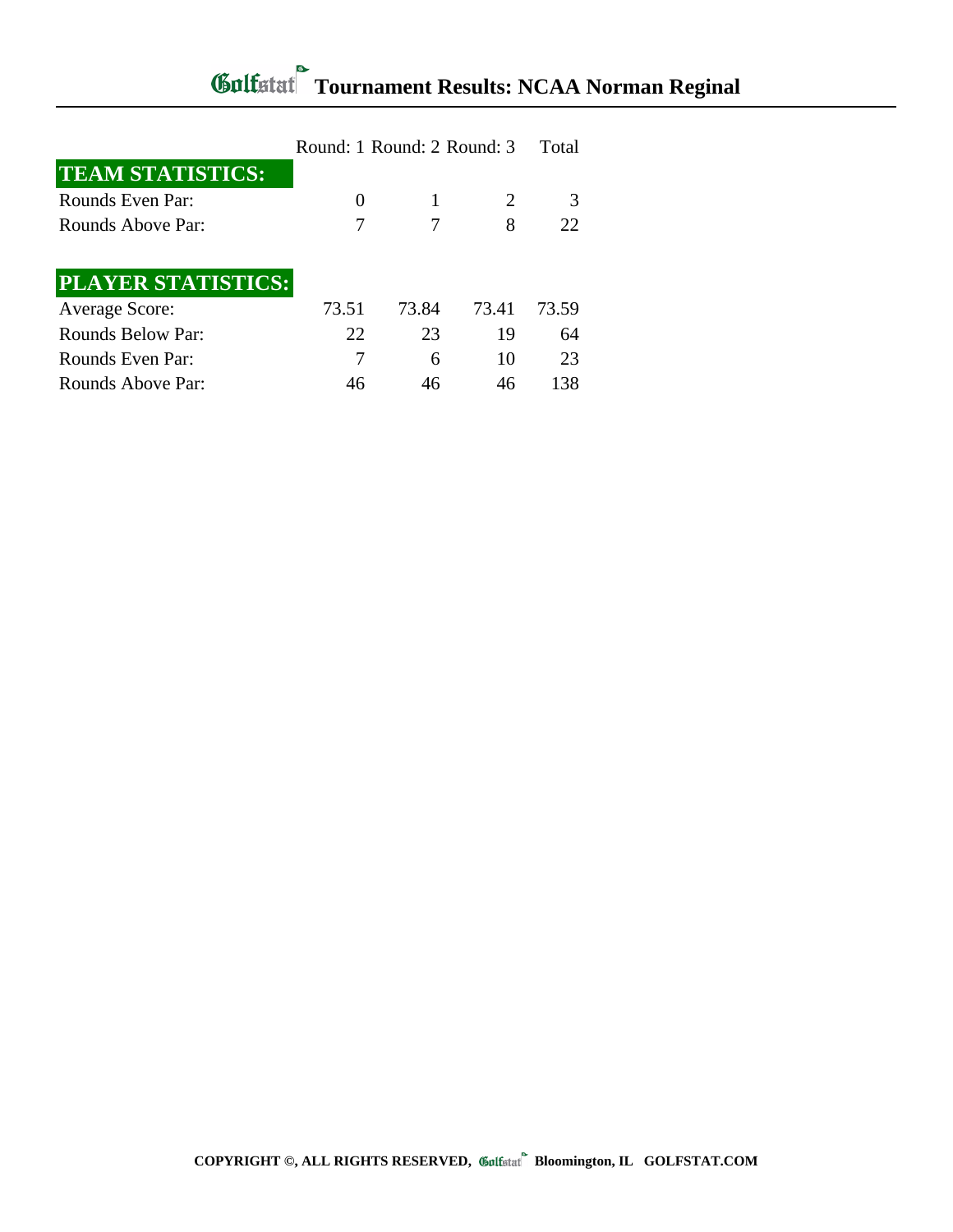# Golfstat Tournament Results: NCAA Norman Reginal

| | Round: 1 | Round: 2 | Round: 3 | Total |
|---|---|---|---|---|
| **TEAM STATISTICS:** | | | | |
| Rounds Even Par: | 0 | 1 | 2 | 3 |
| Rounds Above Par: | 7 | 7 | 8 | 22 |
| | | | | |
| **PLAYER STATISTICS:** | | | | |
| Average Score: | 73.51 | 73.84 | 73.41 | 73.59 |
| Rounds Below Par: | 22 | 23 | 19 | 64 |
| Rounds Even Par: | 7 | 6 | 10 | 23 |
| Rounds Above Par: | 46 | 46 | 46 | 138 |

**COPYRIGHT ©, ALL RIGHTS RESERVED, Golfstat Bloomington, IL GOLFSTAT.COM**